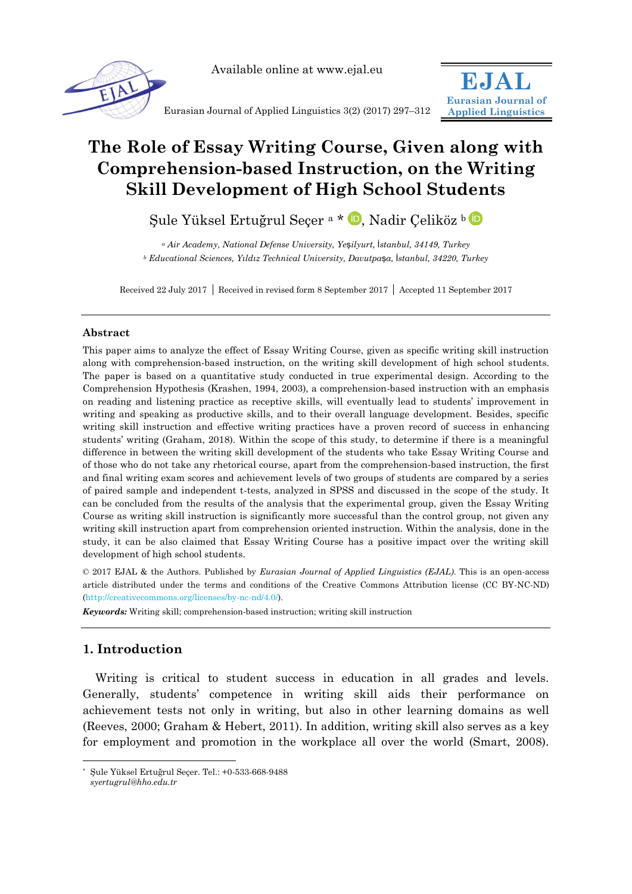Available online at www.ejal.eu

Eurasian Journal of Applied Linguistics 3(2) (2017) 297–312

# The Role of Essay Writing Course, Given along with Comprehension-based Instruction, on the Writing Skill Development of High School Students

Şule Yüksel Ertuğrul Seçer [a] *, Nadir Çeliköz [b]

[a] *Air Academy, National Defense University, Yeşilyurt, İstanbul, 34149, Turkey*
[b] *Educational Sciences, Yıldız Technical University, Davutpaşa, İstanbul, 34220, Turkey*

Received 22 July 2017 | Received in revised form 8 September 2017 | Accepted 11 September 2017

---

### Abstract

This paper aims to analyze the effect of Essay Writing Course, given as specific writing skill instruction along with comprehension-based instruction, on the writing skill development of high school students. The paper is based on a quantitative study conducted in true experimental design. According to the Comprehension Hypothesis (Krashen, 1994, 2003), a comprehension-based instruction with an emphasis on reading and listening practice as receptive skills, will eventually lead to students' improvement in writing and speaking as productive skills, and to their overall language development. Besides, specific writing skill instruction and effective writing practices have a proven record of success in enhancing students' writing (Graham, 2018). Within the scope of this study, to determine if there is a meaningful difference in between the writing skill development of the students who take Essay Writing Course and of those who do not take any rhetorical course, apart from the comprehension-based instruction, the first and final writing exam scores and achievement levels of two groups of students are compared by a series of paired sample and independent t-tests, analyzed in SPSS and discussed in the scope of the study. It can be concluded from the results of the analysis that the experimental group, given the Essay Writing Course as writing skill instruction is significantly more successful than the control group, not given any writing skill instruction apart from comprehension oriented instruction. Within the analysis, done in the study, it can be also claimed that Essay Writing Course has a positive impact over the writing skill development of high school students.

© 2017 EJAL & the Authors. Published by *Eurasian Journal of Applied Linguistics (EJAL)*. This is an open-access article distributed under the terms and conditions of the Creative Commons Attribution license (CC BY-NC-ND) (http://creativecommons.org/licenses/by-nc-nd/4.0/).

***Keywords:*** Writing skill; comprehension-based instruction; writing skill instruction

---

## 1. Introduction

Writing is critical to student success in education in all grades and levels. Generally, students' competence in writing skill aids their performance on achievement tests not only in writing, but also in other learning domains as well (Reeves, 2000; Graham & Hebert, 2011). In addition, writing skill also serves as a key for employment and promotion in the workplace all over the world (Smart, 2008).

---

* Şule Yüksel Ertuğrul Seçer. Tel.: +0-533-668-9488
*syertugrul@hho.edu.tr*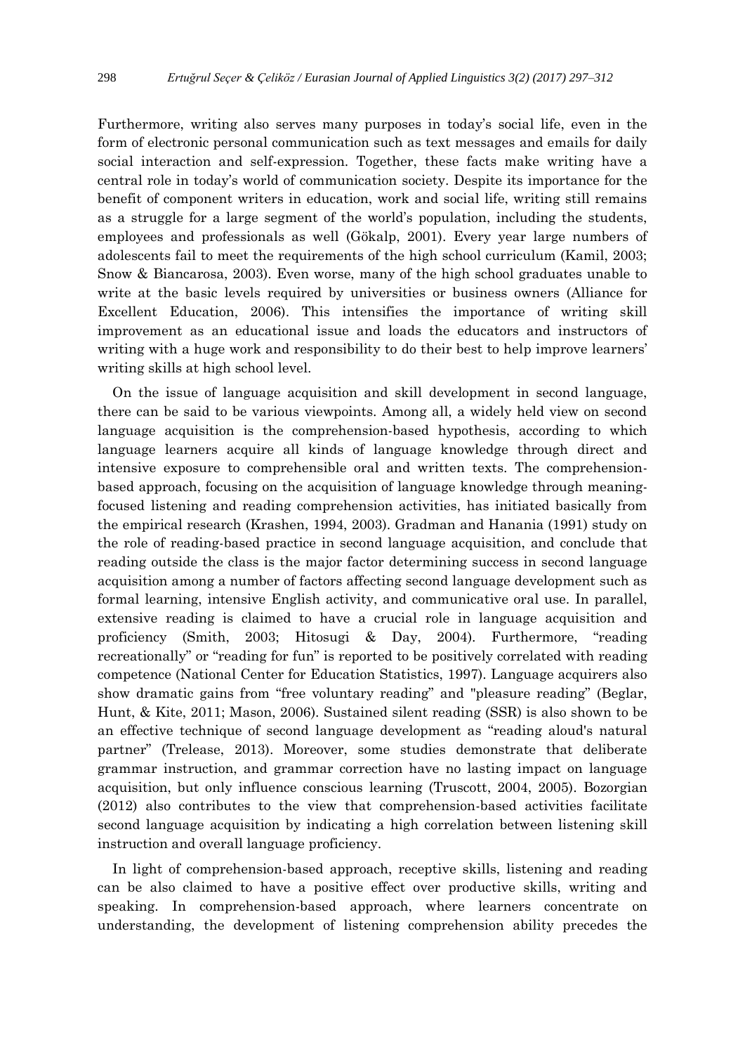Furthermore, writing also serves many purposes in today's social life, even in the form of electronic personal communication such as text messages and emails for daily social interaction and self-expression. Together, these facts make writing have a central role in today's world of communication society. Despite its importance for the benefit of component writers in education, work and social life, writing still remains as a struggle for a large segment of the world's population, including the students, employees and professionals as well (Gökalp, 2001). Every year large numbers of adolescents fail to meet the requirements of the high school curriculum (Kamil, 2003; Snow & Biancarosa, 2003). Even worse, many of the high school graduates unable to write at the basic levels required by universities or business owners (Alliance for Excellent Education, 2006). This intensifies the importance of writing skill improvement as an educational issue and loads the educators and instructors of writing with a huge work and responsibility to do their best to help improve learners' writing skills at high school level.

On the issue of language acquisition and skill development in second language, there can be said to be various viewpoints. Among all, a widely held view on second language acquisition is the comprehension-based hypothesis, according to which language learners acquire all kinds of language knowledge through direct and intensive exposure to comprehensible oral and written texts. The comprehension-based approach, focusing on the acquisition of language knowledge through meaning-focused listening and reading comprehension activities, has initiated basically from the empirical research (Krashen, 1994, 2003). Gradman and Hanania (1991) study on the role of reading-based practice in second language acquisition, and conclude that reading outside the class is the major factor determining success in second language acquisition among a number of factors affecting second language development such as formal learning, intensive English activity, and communicative oral use. In parallel, extensive reading is claimed to have a crucial role in language acquisition and proficiency (Smith, 2003; Hitosugi & Day, 2004). Furthermore, "reading recreationally" or "reading for fun" is reported to be positively correlated with reading competence (National Center for Education Statistics, 1997). Language acquirers also show dramatic gains from "free voluntary reading" and "pleasure reading" (Beglar, Hunt, & Kite, 2011; Mason, 2006). Sustained silent reading (SSR) is also shown to be an effective technique of second language development as "reading aloud's natural partner" (Trelease, 2013). Moreover, some studies demonstrate that deliberate grammar instruction, and grammar correction have no lasting impact on language acquisition, but only influence conscious learning (Truscott, 2004, 2005). Bozorgian (2012) also contributes to the view that comprehension-based activities facilitate second language acquisition by indicating a high correlation between listening skill instruction and overall language proficiency.

In light of comprehension-based approach, receptive skills, listening and reading can be also claimed to have a positive effect over productive skills, writing and speaking. In comprehension-based approach, where learners concentrate on understanding, the development of listening comprehension ability precedes the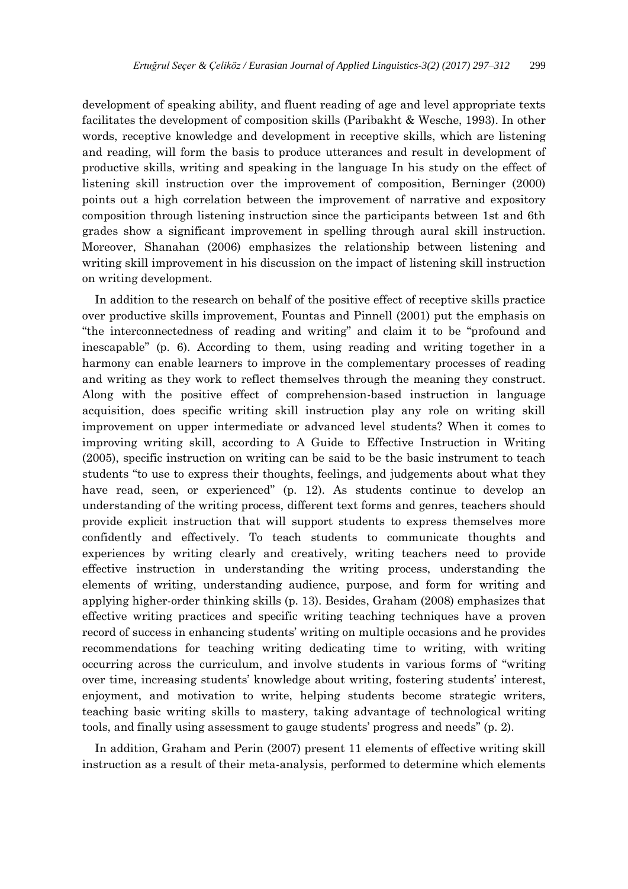development of speaking ability, and fluent reading of age and level appropriate texts facilitates the development of composition skills (Paribakht & Wesche, 1993). In other words, receptive knowledge and development in receptive skills, which are listening and reading, will form the basis to produce utterances and result in development of productive skills, writing and speaking in the language In his study on the effect of listening skill instruction over the improvement of composition, Berninger (2000) points out a high correlation between the improvement of narrative and expository composition through listening instruction since the participants between 1st and 6th grades show a significant improvement in spelling through aural skill instruction. Moreover, Shanahan (2006) emphasizes the relationship between listening and writing skill improvement in his discussion on the impact of listening skill instruction on writing development.

In addition to the research on behalf of the positive effect of receptive skills practice over productive skills improvement, Fountas and Pinnell (2001) put the emphasis on "the interconnectedness of reading and writing" and claim it to be "profound and inescapable" (p. 6). According to them, using reading and writing together in a harmony can enable learners to improve in the complementary processes of reading and writing as they work to reflect themselves through the meaning they construct. Along with the positive effect of comprehension-based instruction in language acquisition, does specific writing skill instruction play any role on writing skill improvement on upper intermediate or advanced level students? When it comes to improving writing skill, according to A Guide to Effective Instruction in Writing (2005), specific instruction on writing can be said to be the basic instrument to teach students "to use to express their thoughts, feelings, and judgements about what they have read, seen, or experienced" (p. 12). As students continue to develop an understanding of the writing process, different text forms and genres, teachers should provide explicit instruction that will support students to express themselves more confidently and effectively. To teach students to communicate thoughts and experiences by writing clearly and creatively, writing teachers need to provide effective instruction in understanding the writing process, understanding the elements of writing, understanding audience, purpose, and form for writing and applying higher-order thinking skills (p. 13). Besides, Graham (2008) emphasizes that effective writing practices and specific writing teaching techniques have a proven record of success in enhancing students' writing on multiple occasions and he provides recommendations for teaching writing dedicating time to writing, with writing occurring across the curriculum, and involve students in various forms of "writing over time, increasing students' knowledge about writing, fostering students' interest, enjoyment, and motivation to write, helping students become strategic writers, teaching basic writing skills to mastery, taking advantage of technological writing tools, and finally using assessment to gauge students' progress and needs" (p. 2).

In addition, Graham and Perin (2007) present 11 elements of effective writing skill instruction as a result of their meta-analysis, performed to determine which elements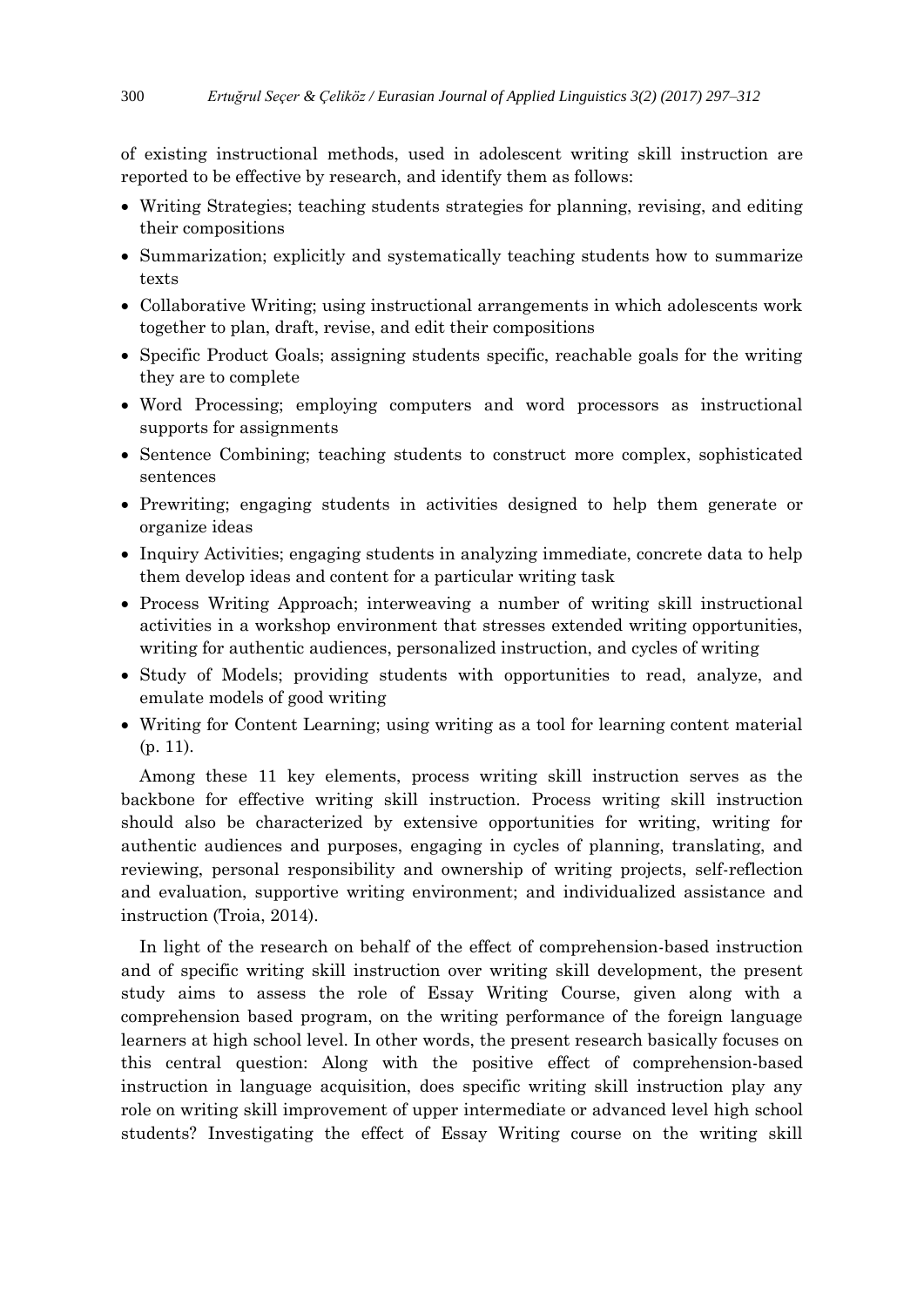of existing instructional methods, used in adolescent writing skill instruction are reported to be effective by research, and identify them as follows:

- Writing Strategies; teaching students strategies for planning, revising, and editing their compositions
- Summarization; explicitly and systematically teaching students how to summarize texts
- Collaborative Writing; using instructional arrangements in which adolescents work together to plan, draft, revise, and edit their compositions
- Specific Product Goals; assigning students specific, reachable goals for the writing they are to complete
- Word Processing; employing computers and word processors as instructional supports for assignments
- Sentence Combining; teaching students to construct more complex, sophisticated sentences
- Prewriting; engaging students in activities designed to help them generate or organize ideas
- Inquiry Activities; engaging students in analyzing immediate, concrete data to help them develop ideas and content for a particular writing task
- Process Writing Approach; interweaving a number of writing skill instructional activities in a workshop environment that stresses extended writing opportunities, writing for authentic audiences, personalized instruction, and cycles of writing
- Study of Models; providing students with opportunities to read, analyze, and emulate models of good writing
- Writing for Content Learning; using writing as a tool for learning content material (p. 11).

Among these 11 key elements, process writing skill instruction serves as the backbone for effective writing skill instruction. Process writing skill instruction should also be characterized by extensive opportunities for writing, writing for authentic audiences and purposes, engaging in cycles of planning, translating, and reviewing, personal responsibility and ownership of writing projects, self-reflection and evaluation, supportive writing environment; and individualized assistance and instruction (Troia, 2014).

In light of the research on behalf of the effect of comprehension-based instruction and of specific writing skill instruction over writing skill development, the present study aims to assess the role of Essay Writing Course, given along with a comprehension based program, on the writing performance of the foreign language learners at high school level. In other words, the present research basically focuses on this central question: Along with the positive effect of comprehension-based instruction in language acquisition, does specific writing skill instruction play any role on writing skill improvement of upper intermediate or advanced level high school students? Investigating the effect of Essay Writing course on the writing skill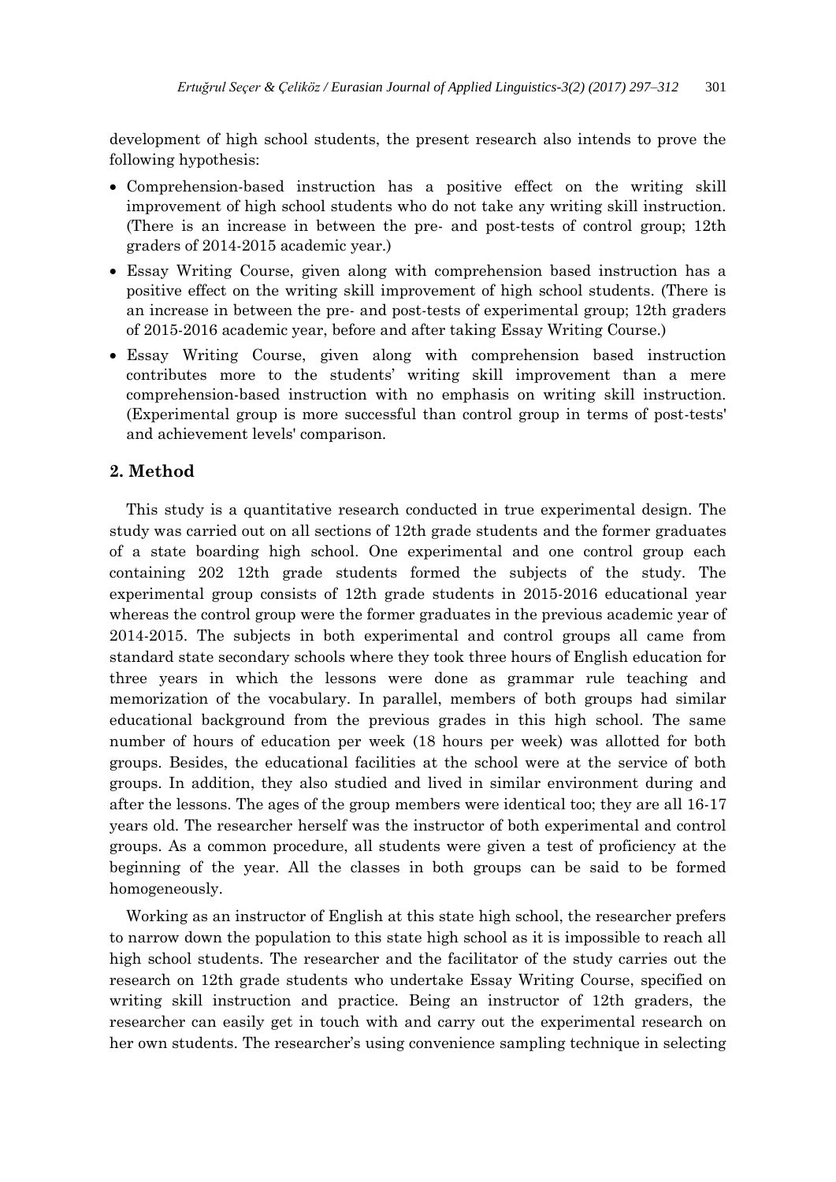development of high school students, the present research also intends to prove the following hypothesis:

- Comprehension-based instruction has a positive effect on the writing skill improvement of high school students who do not take any writing skill instruction. (There is an increase in between the pre- and post-tests of control group; 12th graders of 2014-2015 academic year.)
- Essay Writing Course, given along with comprehension based instruction has a positive effect on the writing skill improvement of high school students. (There is an increase in between the pre- and post-tests of experimental group; 12th graders of 2015-2016 academic year, before and after taking Essay Writing Course.)
- Essay Writing Course, given along with comprehension based instruction contributes more to the students' writing skill improvement than a mere comprehension-based instruction with no emphasis on writing skill instruction. (Experimental group is more successful than control group in terms of post-tests' and achievement levels' comparison.

## 2. Method

This study is a quantitative research conducted in true experimental design. The study was carried out on all sections of 12th grade students and the former graduates of a state boarding high school. One experimental and one control group each containing 202 12th grade students formed the subjects of the study. The experimental group consists of 12th grade students in 2015-2016 educational year whereas the control group were the former graduates in the previous academic year of 2014-2015. The subjects in both experimental and control groups all came from standard state secondary schools where they took three hours of English education for three years in which the lessons were done as grammar rule teaching and memorization of the vocabulary. In parallel, members of both groups had similar educational background from the previous grades in this high school. The same number of hours of education per week (18 hours per week) was allotted for both groups. Besides, the educational facilities at the school were at the service of both groups. In addition, they also studied and lived in similar environment during and after the lessons. The ages of the group members were identical too; they are all 16-17 years old. The researcher herself was the instructor of both experimental and control groups. As a common procedure, all students were given a test of proficiency at the beginning of the year. All the classes in both groups can be said to be formed homogeneously.

Working as an instructor of English at this state high school, the researcher prefers to narrow down the population to this state high school as it is impossible to reach all high school students. The researcher and the facilitator of the study carries out the research on 12th grade students who undertake Essay Writing Course, specified on writing skill instruction and practice. Being an instructor of 12th graders, the researcher can easily get in touch with and carry out the experimental research on her own students. The researcher's using convenience sampling technique in selecting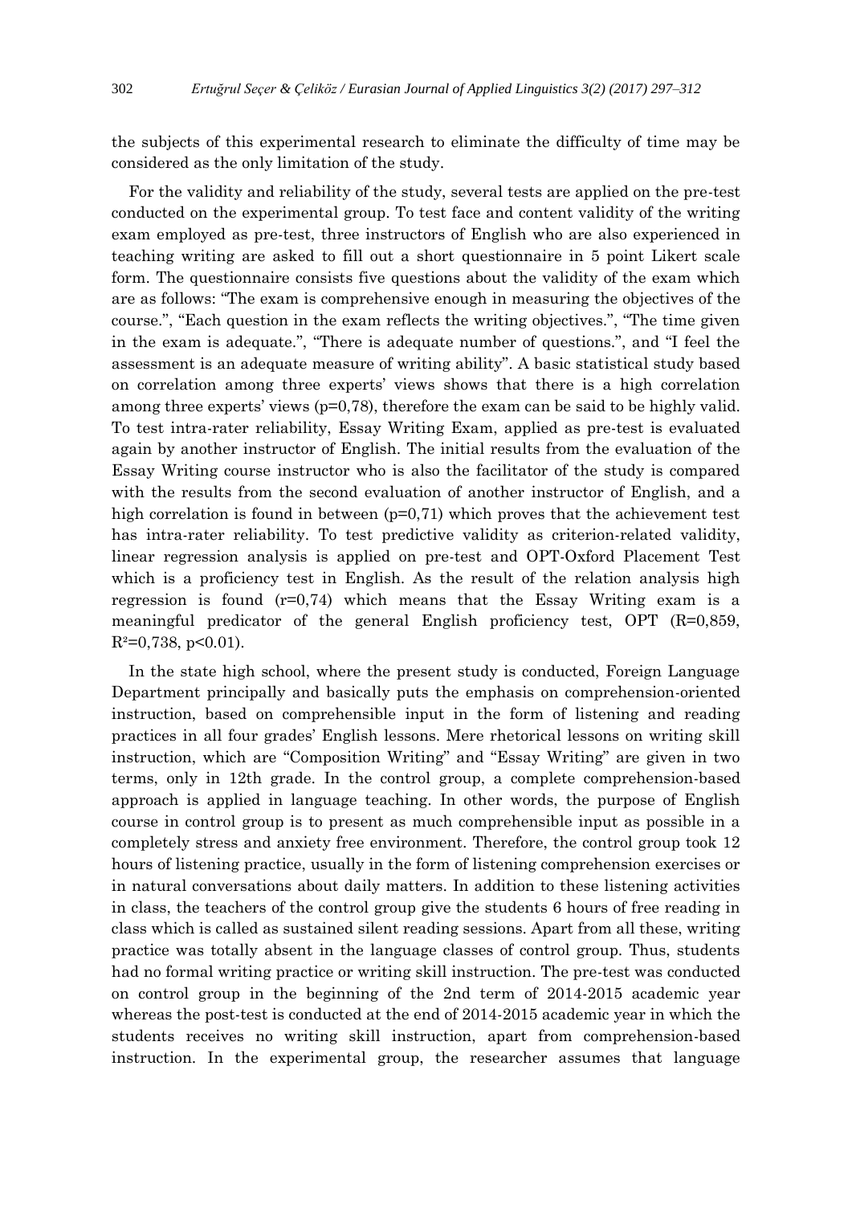the subjects of this experimental research to eliminate the difficulty of time may be considered as the only limitation of the study.

For the validity and reliability of the study, several tests are applied on the pre-test conducted on the experimental group. To test face and content validity of the writing exam employed as pre-test, three instructors of English who are also experienced in teaching writing are asked to fill out a short questionnaire in 5 point Likert scale form. The questionnaire consists five questions about the validity of the exam which are as follows: "The exam is comprehensive enough in measuring the objectives of the course.", "Each question in the exam reflects the writing objectives.", "The time given in the exam is adequate.", "There is adequate number of questions.", and "I feel the assessment is an adequate measure of writing ability". A basic statistical study based on correlation among three experts' views shows that there is a high correlation among three experts' views ($p=0,78$), therefore the exam can be said to be highly valid. To test intra-rater reliability, Essay Writing Exam, applied as pre-test is evaluated again by another instructor of English. The initial results from the evaluation of the Essay Writing course instructor who is also the facilitator of the study is compared with the results from the second evaluation of another instructor of English, and a high correlation is found in between ($p=0,71$) which proves that the achievement test has intra-rater reliability. To test predictive validity as criterion-related validity, linear regression analysis is applied on pre-test and OPT-Oxford Placement Test which is a proficiency test in English. As the result of the relation analysis high regression is found ($r=0,74$) which means that the Essay Writing exam is a meaningful predicator of the general English proficiency test, OPT ($R=0,859$, $R^2=0,738$, $p<0.01$).

In the state high school, where the present study is conducted, Foreign Language Department principally and basically puts the emphasis on comprehension-oriented instruction, based on comprehensible input in the form of listening and reading practices in all four grades' English lessons. Mere rhetorical lessons on writing skill instruction, which are "Composition Writing" and "Essay Writing" are given in two terms, only in 12th grade. In the control group, a complete comprehension-based approach is applied in language teaching. In other words, the purpose of English course in control group is to present as much comprehensible input as possible in a completely stress and anxiety free environment. Therefore, the control group took 12 hours of listening practice, usually in the form of listening comprehension exercises or in natural conversations about daily matters. In addition to these listening activities in class, the teachers of the control group give the students 6 hours of free reading in class which is called as sustained silent reading sessions. Apart from all these, writing practice was totally absent in the language classes of control group. Thus, students had no formal writing practice or writing skill instruction. The pre-test was conducted on control group in the beginning of the 2nd term of 2014-2015 academic year whereas the post-test is conducted at the end of 2014-2015 academic year in which the students receives no writing skill instruction, apart from comprehension-based instruction. In the experimental group, the researcher assumes that language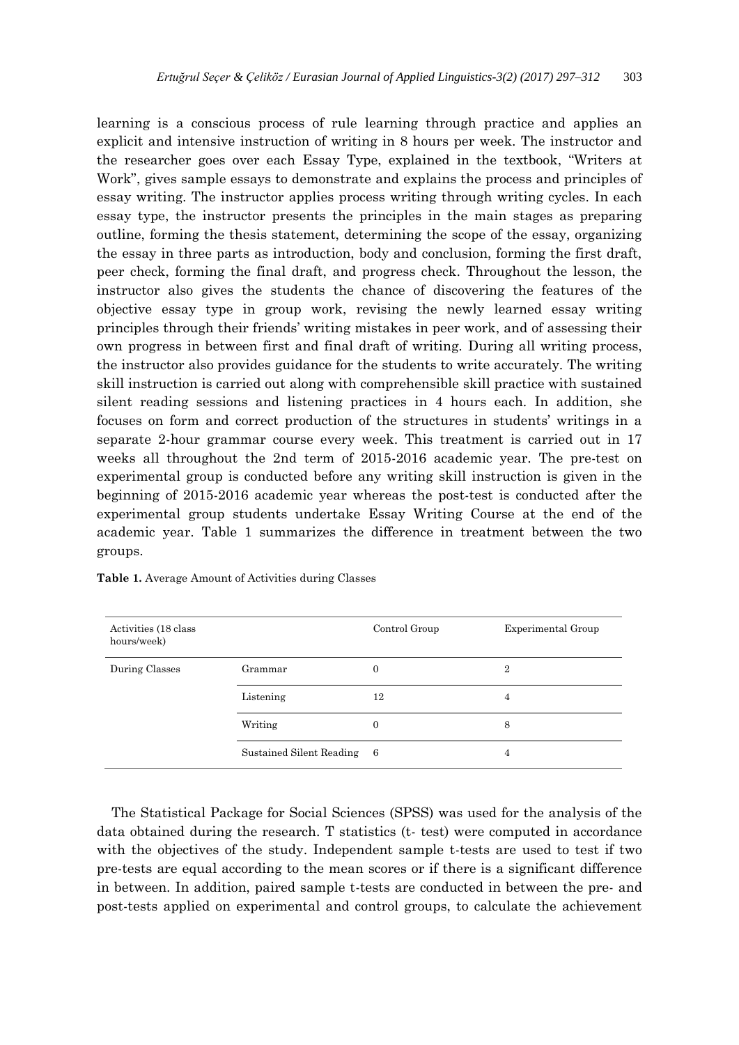learning is a conscious process of rule learning through practice and applies an explicit and intensive instruction of writing in 8 hours per week. The instructor and the researcher goes over each Essay Type, explained in the textbook, "Writers at Work", gives sample essays to demonstrate and explains the process and principles of essay writing. The instructor applies process writing through writing cycles. In each essay type, the instructor presents the principles in the main stages as preparing outline, forming the thesis statement, determining the scope of the essay, organizing the essay in three parts as introduction, body and conclusion, forming the first draft, peer check, forming the final draft, and progress check. Throughout the lesson, the instructor also gives the students the chance of discovering the features of the objective essay type in group work, revising the newly learned essay writing principles through their friends' writing mistakes in peer work, and of assessing their own progress in between first and final draft of writing. During all writing process, the instructor also provides guidance for the students to write accurately. The writing skill instruction is carried out along with comprehensible skill practice with sustained silent reading sessions and listening practices in 4 hours each. In addition, she focuses on form and correct production of the structures in students' writings in a separate 2-hour grammar course every week. This treatment is carried out in 17 weeks all throughout the 2nd term of 2015-2016 academic year. The pre-test on experimental group is conducted before any writing skill instruction is given in the beginning of 2015-2016 academic year whereas the post-test is conducted after the experimental group students undertake Essay Writing Course at the end of the academic year. Table 1 summarizes the difference in treatment between the two groups.

**Table 1.** Average Amount of Activities during Classes

| Activities (18 class hours/week) | | Control Group | Experimental Group |
|---|---|---|---|
| During Classes | Grammar | 0 | 2 |
| | Listening | 12 | 4 |
| | Writing | 0 | 8 |
| | Sustained Silent Reading | 6 | 4 |

The Statistical Package for Social Sciences (SPSS) was used for the analysis of the data obtained during the research. T statistics (t- test) were computed in accordance with the objectives of the study. Independent sample t-tests are used to test if two pre-tests are equal according to the mean scores or if there is a significant difference in between. In addition, paired sample t-tests are conducted in between the pre- and post-tests applied on experimental and control groups, to calculate the achievement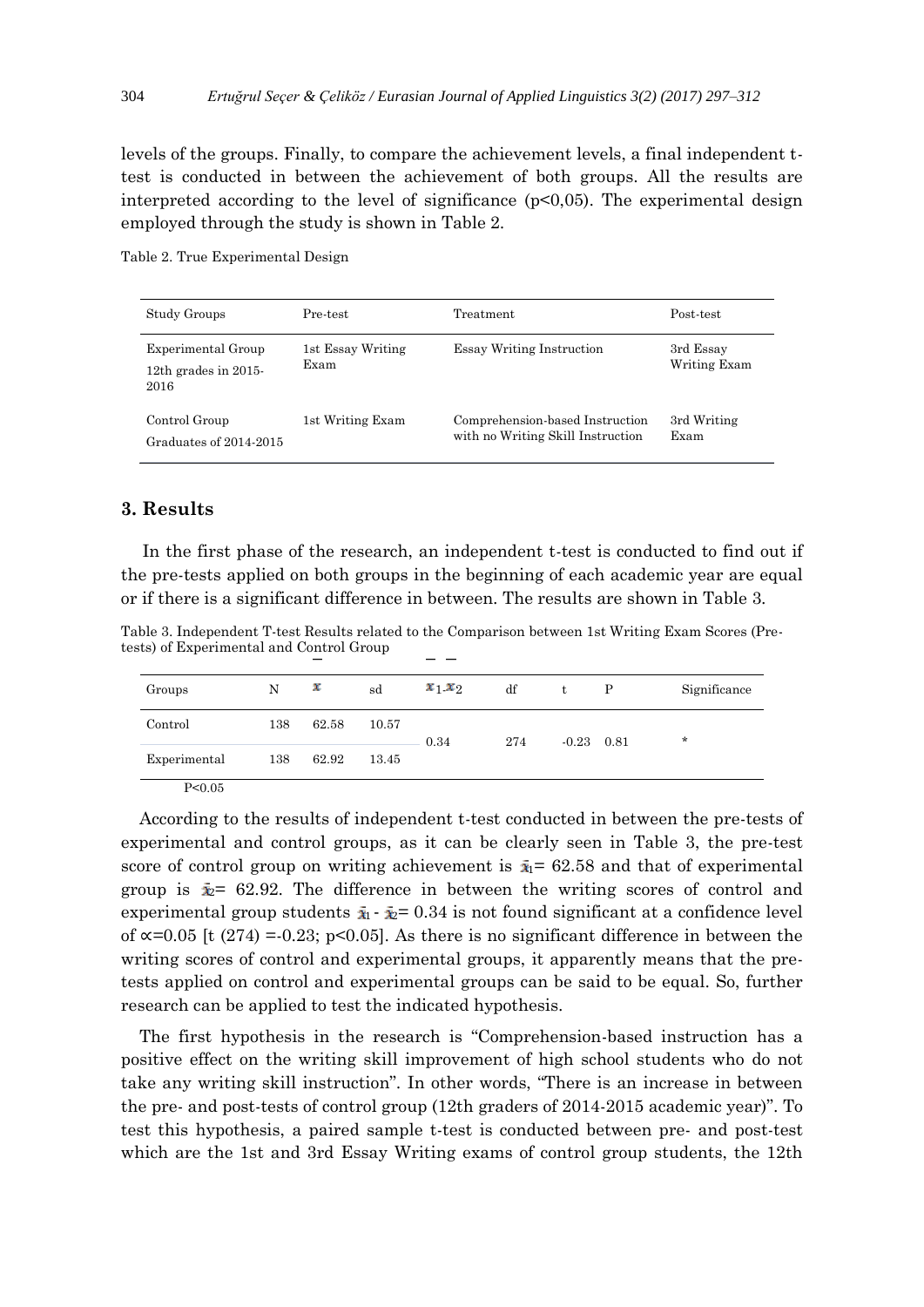levels of the groups. Finally, to compare the achievement levels, a final independent t-test is conducted in between the achievement of both groups. All the results are interpreted according to the level of significance (p<0,05). The experimental design employed through the study is shown in Table 2.

Table 2. True Experimental Design

| Study Groups | Pre-test | Treatment | Post-test |
|---|---|---|---|
| Experimental Group 12th grades in 2015-2016 | 1st Essay Writing Exam | Essay Writing Instruction | 3rd Essay Writing Exam |
| Control Group Graduates of 2014-2015 | 1st Writing Exam | Comprehension-based Instruction with no Writing Skill Instruction | 3rd Writing Exam |

## 3. Results

In the first phase of the research, an independent t-test is conducted to find out if the pre-tests applied on both groups in the beginning of each academic year are equal or if there is a significant difference in between. The results are shown in Table 3.

Table 3. Independent T-test Results related to the Comparison between 1st Writing Exam Scores (Pre-tests) of Experimental and Control Group

| Groups | N | $\bar{x}$ | sd | $\bar{x}_1$-$\bar{x}_2$ | df | t | P | Significance |
|---|---|---|---|---|---|---|---|---|
| Control | 138 | 62.58 | 10.57 | 0.34 | 274 | -0.23 | 0.81 | * |
| Experimental | 138 | 62.92 | 13.45 | | | | | |

P<0.05

According to the results of independent t-test conducted in between the pre-tests of experimental and control groups, as it can be clearly seen in Table 3, the pre-test score of control group on writing achievement is $\bar{x}_1$= 62.58 and that of experimental group is $\bar{x}_2$= 62.92. The difference in between the writing scores of control and experimental group students $\bar{x}_1$ - $\bar{x}_2$= 0.34 is not found significant at a confidence level of ∝=0.05 [t (274) =-0.23; p<0.05]. As there is no significant difference in between the writing scores of control and experimental groups, it apparently means that the pre-tests applied on control and experimental groups can be said to be equal. So, further research can be applied to test the indicated hypothesis.

The first hypothesis in the research is "Comprehension-based instruction has a positive effect on the writing skill improvement of high school students who do not take any writing skill instruction". In other words, "There is an increase in between the pre- and post-tests of control group (12th graders of 2014-2015 academic year)". To test this hypothesis, a paired sample t-test is conducted between pre- and post-test which are the 1st and 3rd Essay Writing exams of control group students, the 12th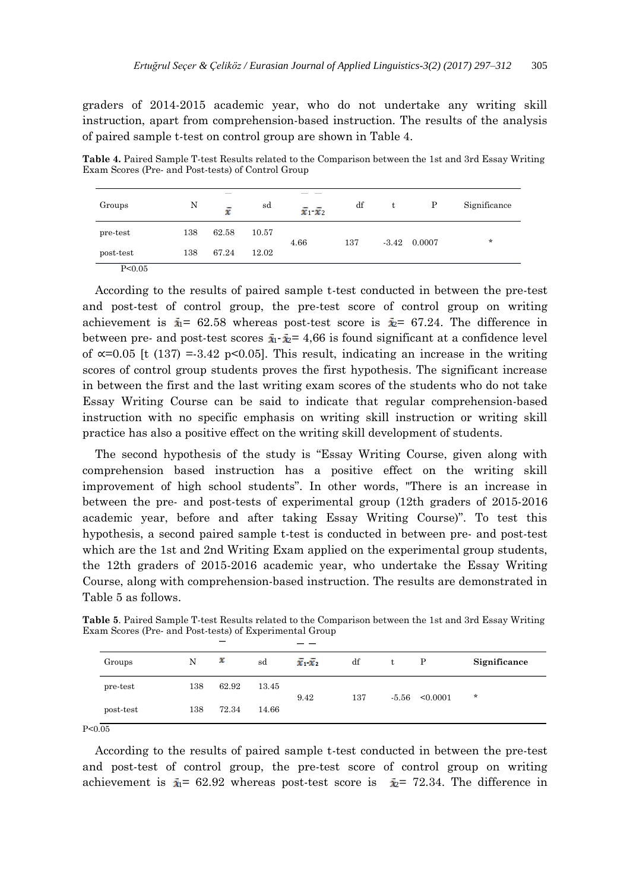graders of 2014-2015 academic year, who do not undertake any writing skill instruction, apart from comprehension-based instruction. The results of the analysis of paired sample t-test on control group are shown in Table 4.

**Table 4.** Paired Sample T-test Results related to the Comparison between the 1st and 3rd Essay Writing Exam Scores (Pre- and Post-tests) of Control Group

| Groups | N | $\bar{x}$ | sd | $\bar{x}_1$-$\bar{x}_2$ | df | t | P | Significance |
|---|---|---|---|---|---|---|---|---|
| pre-test | 138 | 62.58 | 10.57 | 4.66 | 137 | -3.42 | 0.0007 | * |
| post-test | 138 | 67.24 | 12.02 | | | | | |

$P<0.05$

According to the results of paired sample t-test conducted in between the pre-test and post-test of control group, the pre-test score of control group on writing achievement is $\bar{x}_1$= 62.58 whereas post-test score is $\bar{x}_2$= 67.24. The difference in between pre- and post-test scores $\bar{x}_1$-$\bar{x}_2$= 4,66 is found significant at a confidence level of $\alpha$=0.05 [t (137) =-3.42 p<0.05]. This result, indicating an increase in the writing scores of control group students proves the first hypothesis. The significant increase in between the first and the last writing exam scores of the students who do not take Essay Writing Course can be said to indicate that regular comprehension-based instruction with no specific emphasis on writing skill instruction or writing skill practice has also a positive effect on the writing skill development of students.

The second hypothesis of the study is "Essay Writing Course, given along with comprehension based instruction has a positive effect on the writing skill improvement of high school students". In other words, "There is an increase in between the pre- and post-tests of experimental group (12th graders of 2015-2016 academic year, before and after taking Essay Writing Course)". To test this hypothesis, a second paired sample t-test is conducted in between pre- and post-test which are the 1st and 2nd Writing Exam applied on the experimental group students, the 12th graders of 2015-2016 academic year, who undertake the Essay Writing Course, along with comprehension-based instruction. The results are demonstrated in Table 5 as follows.

**Table 5**. Paired Sample T-test Results related to the Comparison between the 1st and 3rd Essay Writing Exam Scores (Pre- and Post-tests) of Experimental Group

| Groups | N | $\bar{x}$ | sd | $\bar{x}_1$-$\bar{x}_2$ | df | t | P | **Significance** |
|---|---|---|---|---|---|---|---|---|
| pre-test | 138 | 62.92 | 13.45 | 9.42 | 137 | -5.56 | <0.0001 | * |
| post-test | 138 | 72.34 | 14.66 | | | | | |

$P<0.05$

According to the results of paired sample t-test conducted in between the pre-test and post-test of control group, the pre-test score of control group on writing achievement is $\bar{x}_1$= 62.92 whereas post-test score is $\bar{x}_2$= 72.34. The difference in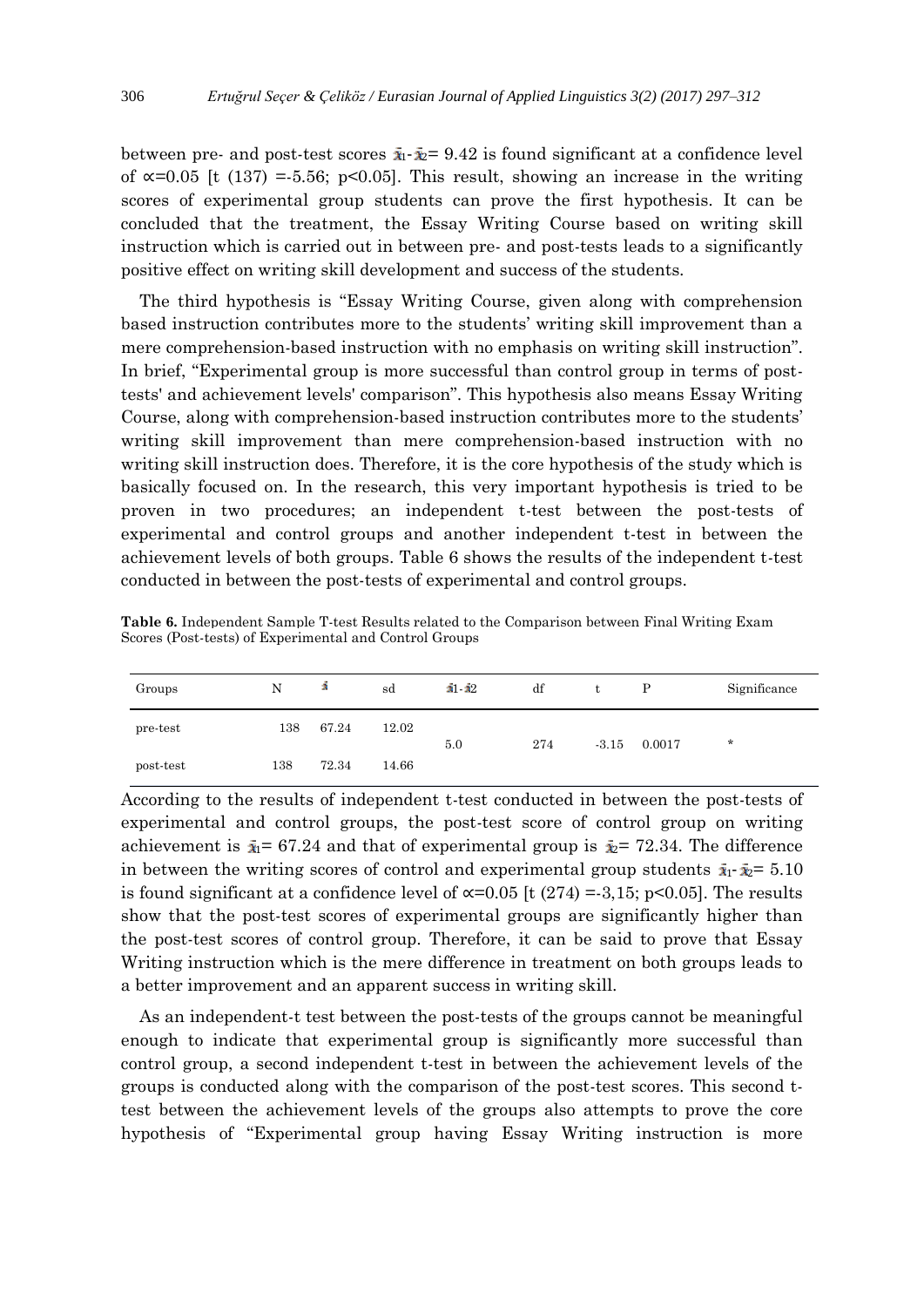between pre- and post-test scores $\bar{x}_1$-$\bar{x}_2$= 9.42 is found significant at a confidence level of $\alpha$=0.05 [t (137) =-5.56; p<0.05]. This result, showing an increase in the writing scores of experimental group students can prove the first hypothesis. It can be concluded that the treatment, the Essay Writing Course based on writing skill instruction which is carried out in between pre- and post-tests leads to a significantly positive effect on writing skill development and success of the students.

The third hypothesis is "Essay Writing Course, given along with comprehension based instruction contributes more to the students' writing skill improvement than a mere comprehension-based instruction with no emphasis on writing skill instruction". In brief, "Experimental group is more successful than control group in terms of post-tests' and achievement levels' comparison". This hypothesis also means Essay Writing Course, along with comprehension-based instruction contributes more to the students' writing skill improvement than mere comprehension-based instruction with no writing skill instruction does. Therefore, it is the core hypothesis of the study which is basically focused on. In the research, this very important hypothesis is tried to be proven in two procedures; an independent t-test between the post-tests of experimental and control groups and another independent t-test in between the achievement levels of both groups. Table 6 shows the results of the independent t-test conducted in between the post-tests of experimental and control groups.

**Table 6.** Independent Sample T-test Results related to the Comparison between Final Writing Exam Scores (Post-tests) of Experimental and Control Groups

| Groups | N | $\bar{x}$ | sd | $\bar{x}$1-$\bar{x}$2 | df | t | P | Significance |
|---|---|---|---|---|---|---|---|---|
| pre-test | 138 | 67.24 | 12.02 | 5.0 | 274 | -3.15 | 0.0017 | * |
| post-test | 138 | 72.34 | 14.66 | | | | | |

According to the results of independent t-test conducted in between the post-tests of experimental and control groups, the post-test score of control group on writing achievement is $\bar{x}_1$= 67.24 and that of experimental group is $\bar{x}_2$= 72.34. The difference in between the writing scores of control and experimental group students $\bar{x}_1$-$\bar{x}_2$= 5.10 is found significant at a confidence level of $\alpha$=0.05 [t (274) =-3,15; p<0.05]. The results show that the post-test scores of experimental groups are significantly higher than the post-test scores of control group. Therefore, it can be said to prove that Essay Writing instruction which is the mere difference in treatment on both groups leads to a better improvement and an apparent success in writing skill.

As an independent-t test between the post-tests of the groups cannot be meaningful enough to indicate that experimental group is significantly more successful than control group, a second independent t-test in between the achievement levels of the groups is conducted along with the comparison of the post-test scores. This second t-test between the achievement levels of the groups also attempts to prove the core hypothesis of "Experimental group having Essay Writing instruction is more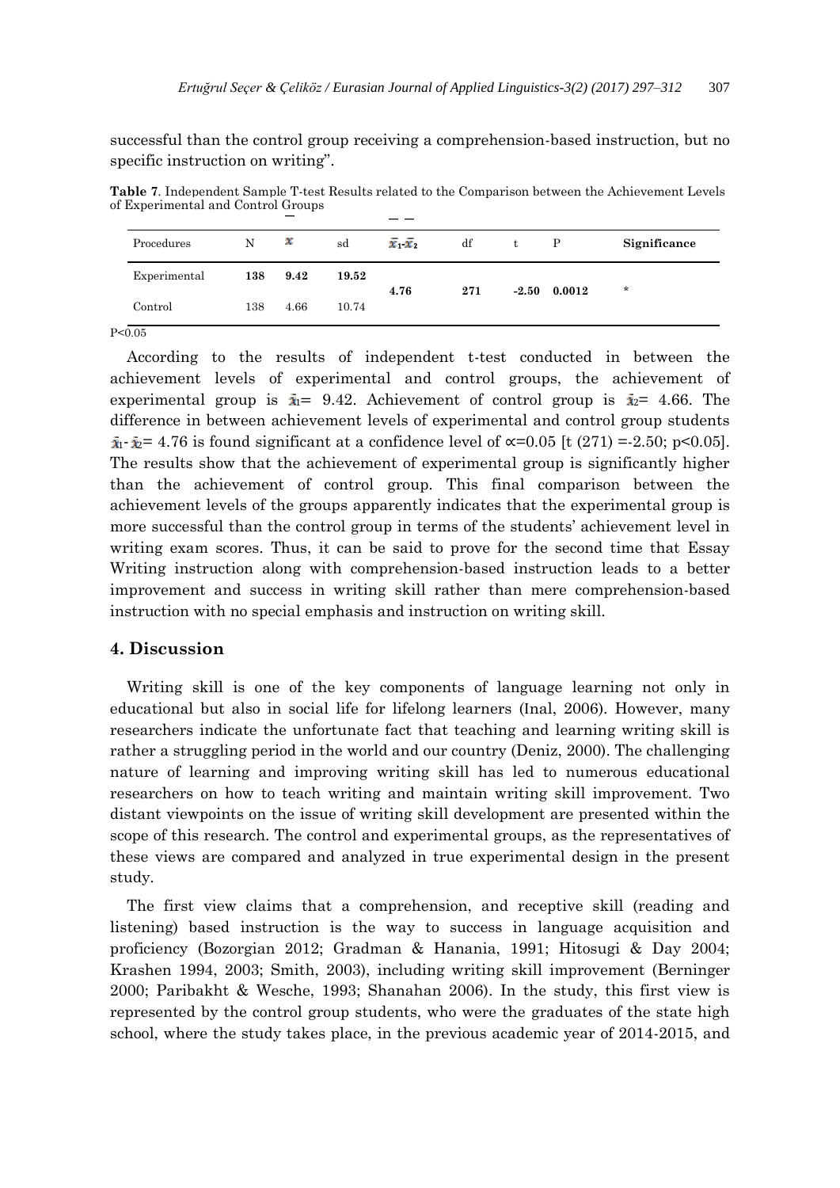successful than the control group receiving a comprehension-based instruction, but no specific instruction on writing".

**Table 7**. Independent Sample T-test Results related to the Comparison between the Achievement Levels of Experimental and Control Groups

| Procedures | N | $\bar{x}$ | sd | $\bar{x}_1$-$\bar{x}_2$ | df | t | P | **Significance** |
|---|---|---|---|---|---|---|---|---|
| Experimental | **138** | **9.42** | **19.52** | **4.76** | **271** | **-2.50** | **0.0012** | * |
| Control | 138 | 4.66 | 10.74 | | | | | |

P<0.05

According to the results of independent t-test conducted in between the achievement levels of experimental and control groups, the achievement of experimental group is $\bar{x}_1$= 9.42. Achievement of control group is $\bar{x}_2$= 4.66. The difference in between achievement levels of experimental and control group students $\bar{x}_1$- $\bar{x}_2$= 4.76 is found significant at a confidence level of ∝=0.05 [t (271) =-2.50; p<0.05]. The results show that the achievement of experimental group is significantly higher than the achievement of control group. This final comparison between the achievement levels of the groups apparently indicates that the experimental group is more successful than the control group in terms of the students' achievement level in writing exam scores. Thus, it can be said to prove for the second time that Essay Writing instruction along with comprehension-based instruction leads to a better improvement and success in writing skill rather than mere comprehension-based instruction with no special emphasis and instruction on writing skill.

## 4. Discussion

Writing skill is one of the key components of language learning not only in educational but also in social life for lifelong learners (Inal, 2006). However, many researchers indicate the unfortunate fact that teaching and learning writing skill is rather a struggling period in the world and our country (Deniz, 2000). The challenging nature of learning and improving writing skill has led to numerous educational researchers on how to teach writing and maintain writing skill improvement. Two distant viewpoints on the issue of writing skill development are presented within the scope of this research. The control and experimental groups, as the representatives of these views are compared and analyzed in true experimental design in the present study.

The first view claims that a comprehension, and receptive skill (reading and listening) based instruction is the way to success in language acquisition and proficiency (Bozorgian 2012; Gradman & Hanania, 1991; Hitosugi & Day 2004; Krashen 1994, 2003; Smith, 2003), including writing skill improvement (Berninger 2000; Paribakht & Wesche, 1993; Shanahan 2006). In the study, this first view is represented by the control group students, who were the graduates of the state high school, where the study takes place, in the previous academic year of 2014-2015, and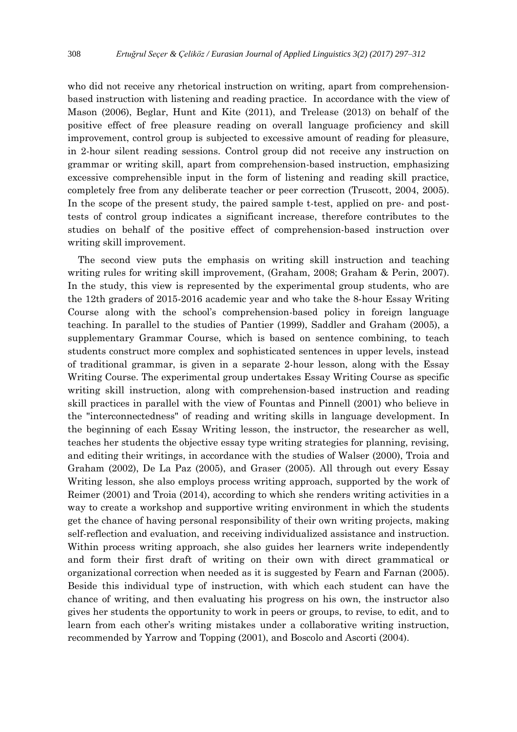who did not receive any rhetorical instruction on writing, apart from comprehension-based instruction with listening and reading practice. In accordance with the view of Mason (2006), Beglar, Hunt and Kite (2011), and Trelease (2013) on behalf of the positive effect of free pleasure reading on overall language proficiency and skill improvement, control group is subjected to excessive amount of reading for pleasure, in 2-hour silent reading sessions. Control group did not receive any instruction on grammar or writing skill, apart from comprehension-based instruction, emphasizing excessive comprehensible input in the form of listening and reading skill practice, completely free from any deliberate teacher or peer correction (Truscott, 2004, 2005). In the scope of the present study, the paired sample t-test, applied on pre- and post-tests of control group indicates a significant increase, therefore contributes to the studies on behalf of the positive effect of comprehension-based instruction over writing skill improvement.

The second view puts the emphasis on writing skill instruction and teaching writing rules for writing skill improvement, (Graham, 2008; Graham & Perin, 2007). In the study, this view is represented by the experimental group students, who are the 12th graders of 2015-2016 academic year and who take the 8-hour Essay Writing Course along with the school's comprehension-based policy in foreign language teaching. In parallel to the studies of Pantier (1999), Saddler and Graham (2005), a supplementary Grammar Course, which is based on sentence combining, to teach students construct more complex and sophisticated sentences in upper levels, instead of traditional grammar, is given in a separate 2-hour lesson, along with the Essay Writing Course. The experimental group undertakes Essay Writing Course as specific writing skill instruction, along with comprehension-based instruction and reading skill practices in parallel with the view of Fountas and Pinnell (2001) who believe in the "interconnectedness" of reading and writing skills in language development. In the beginning of each Essay Writing lesson, the instructor, the researcher as well, teaches her students the objective essay type writing strategies for planning, revising, and editing their writings, in accordance with the studies of Walser (2000), Troia and Graham (2002), De La Paz (2005), and Graser (2005). All through out every Essay Writing lesson, she also employs process writing approach, supported by the work of Reimer (2001) and Troia (2014), according to which she renders writing activities in a way to create a workshop and supportive writing environment in which the students get the chance of having personal responsibility of their own writing projects, making self-reflection and evaluation, and receiving individualized assistance and instruction. Within process writing approach, she also guides her learners write independently and form their first draft of writing on their own with direct grammatical or organizational correction when needed as it is suggested by Fearn and Farnan (2005). Beside this individual type of instruction, with which each student can have the chance of writing, and then evaluating his progress on his own, the instructor also gives her students the opportunity to work in peers or groups, to revise, to edit, and to learn from each other's writing mistakes under a collaborative writing instruction, recommended by Yarrow and Topping (2001), and Boscolo and Ascorti (2004).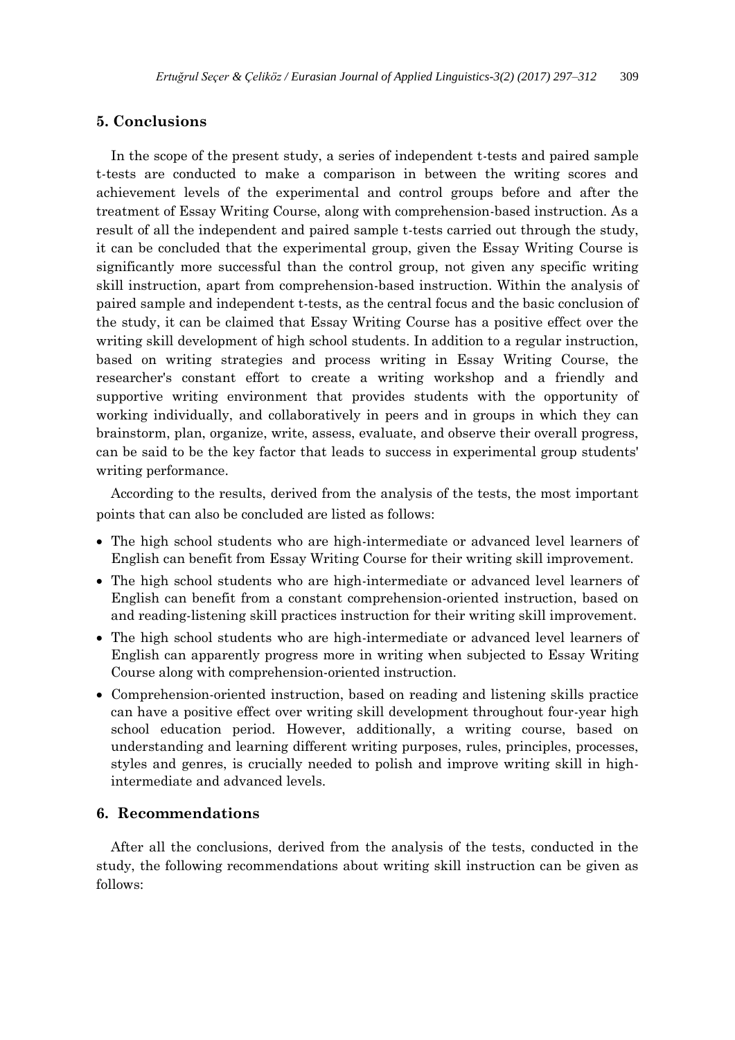## 5. Conclusions

In the scope of the present study, a series of independent t-tests and paired sample t-tests are conducted to make a comparison in between the writing scores and achievement levels of the experimental and control groups before and after the treatment of Essay Writing Course, along with comprehension-based instruction. As a result of all the independent and paired sample t-tests carried out through the study, it can be concluded that the experimental group, given the Essay Writing Course is significantly more successful than the control group, not given any specific writing skill instruction, apart from comprehension-based instruction. Within the analysis of paired sample and independent t-tests, as the central focus and the basic conclusion of the study, it can be claimed that Essay Writing Course has a positive effect over the writing skill development of high school students. In addition to a regular instruction, based on writing strategies and process writing in Essay Writing Course, the researcher's constant effort to create a writing workshop and a friendly and supportive writing environment that provides students with the opportunity of working individually, and collaboratively in peers and in groups in which they can brainstorm, plan, organize, write, assess, evaluate, and observe their overall progress, can be said to be the key factor that leads to success in experimental group students' writing performance.

According to the results, derived from the analysis of the tests, the most important points that can also be concluded are listed as follows:

- The high school students who are high-intermediate or advanced level learners of English can benefit from Essay Writing Course for their writing skill improvement.
- The high school students who are high-intermediate or advanced level learners of English can benefit from a constant comprehension-oriented instruction, based on and reading-listening skill practices instruction for their writing skill improvement.
- The high school students who are high-intermediate or advanced level learners of English can apparently progress more in writing when subjected to Essay Writing Course along with comprehension-oriented instruction.
- Comprehension-oriented instruction, based on reading and listening skills practice can have a positive effect over writing skill development throughout four-year high school education period. However, additionally, a writing course, based on understanding and learning different writing purposes, rules, principles, processes, styles and genres, is crucially needed to polish and improve writing skill in high-intermediate and advanced levels.

## 6. Recommendations

After all the conclusions, derived from the analysis of the tests, conducted in the study, the following recommendations about writing skill instruction can be given as follows: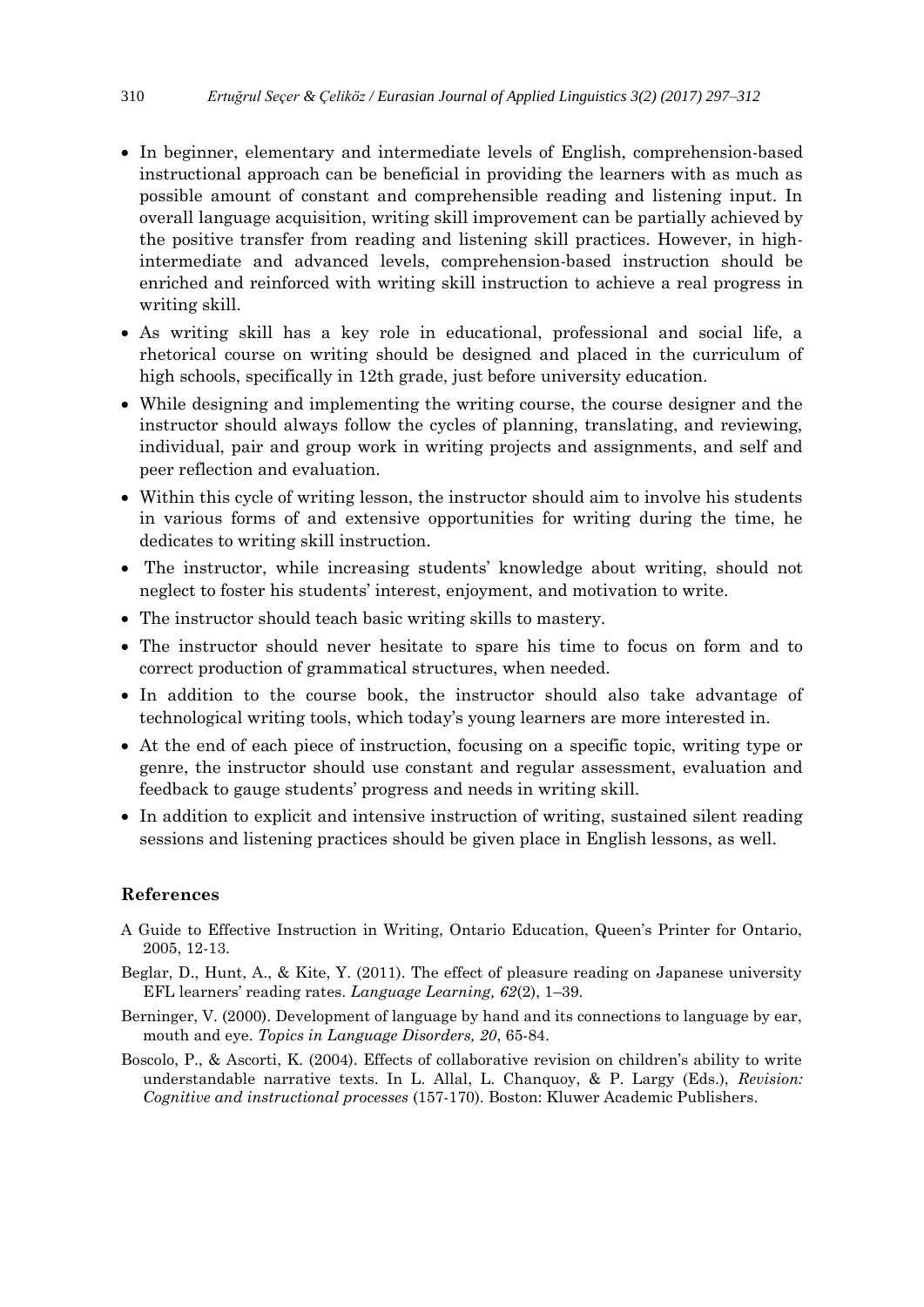- In beginner, elementary and intermediate levels of English, comprehension-based instructional approach can be beneficial in providing the learners with as much as possible amount of constant and comprehensible reading and listening input. In overall language acquisition, writing skill improvement can be partially achieved by the positive transfer from reading and listening skill practices. However, in high-intermediate and advanced levels, comprehension-based instruction should be enriched and reinforced with writing skill instruction to achieve a real progress in writing skill.
- As writing skill has a key role in educational, professional and social life, a rhetorical course on writing should be designed and placed in the curriculum of high schools, specifically in 12th grade, just before university education.
- While designing and implementing the writing course, the course designer and the instructor should always follow the cycles of planning, translating, and reviewing, individual, pair and group work in writing projects and assignments, and self and peer reflection and evaluation.
- Within this cycle of writing lesson, the instructor should aim to involve his students in various forms of and extensive opportunities for writing during the time, he dedicates to writing skill instruction.
- The instructor, while increasing students' knowledge about writing, should not neglect to foster his students' interest, enjoyment, and motivation to write.
- The instructor should teach basic writing skills to mastery.
- The instructor should never hesitate to spare his time to focus on form and to correct production of grammatical structures, when needed.
- In addition to the course book, the instructor should also take advantage of technological writing tools, which today's young learners are more interested in.
- At the end of each piece of instruction, focusing on a specific topic, writing type or genre, the instructor should use constant and regular assessment, evaluation and feedback to gauge students' progress and needs in writing skill.
- In addition to explicit and intensive instruction of writing, sustained silent reading sessions and listening practices should be given place in English lessons, as well.

## References

A Guide to Effective Instruction in Writing, Ontario Education, Queen's Printer for Ontario, 2005, 12-13.

Beglar, D., Hunt, A., & Kite, Y. (2011). The effect of pleasure reading on Japanese university EFL learners' reading rates. *Language Learning, 62*(2), 1–39.

Berninger, V. (2000). Development of language by hand and its connections to language by ear, mouth and eye. *Topics in Language Disorders, 20*, 65-84.

Boscolo, P., & Ascorti, K. (2004). Effects of collaborative revision on children's ability to write understandable narrative texts. In L. Allal, L. Chanquoy, & P. Largy (Eds.), *Revision: Cognitive and instructional processes* (157-170). Boston: Kluwer Academic Publishers.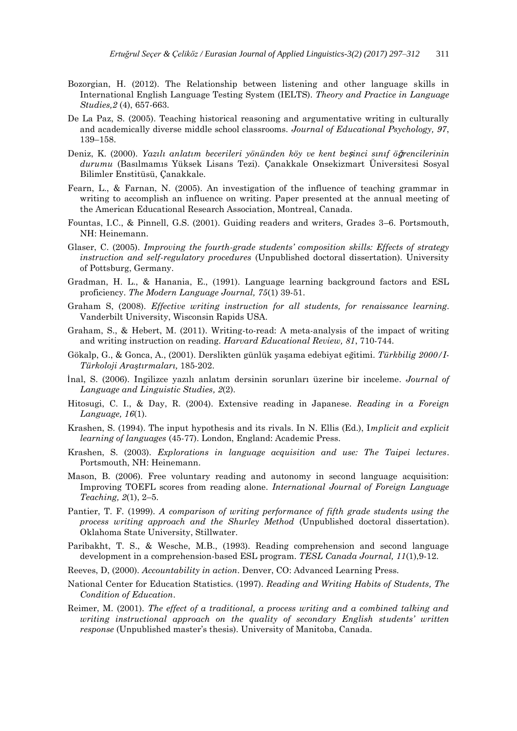Bozorgian, H. (2012). The Relationship between listening and other language skills in International English Language Testing System (IELTS). *Theory and Practice in Language Studies,2* (4), 657-663.

De La Paz, S. (2005). Teaching historical reasoning and argumentative writing in culturally and academically diverse middle school classrooms. *Journal of Educational Psychology, 97*, 139–158.

Deniz, K. (2000). *Yazılı anlatım becerileri yönünden köy ve kent beşinci sınıf öğrencilerinin durumu* (Basılmamıs Yüksek Lisans Tezi). Çanakkale Onsekizmart Üniversitesi Sosyal Bilimler Enstitüsü, Çanakkale.

Fearn, L., & Farnan, N. (2005). An investigation of the influence of teaching grammar in writing to accomplish an influence on writing. Paper presented at the annual meeting of the American Educational Research Association, Montreal, Canada.

Fountas, I.C., & Pinnell, G.S. (2001). Guiding readers and writers, Grades 3–6. Portsmouth, NH: Heinemann.

Glaser, C. (2005). *Improving the fourth-grade students' composition skills: Effects of strategy instruction and self-regulatory procedures* (Unpublished doctoral dissertation). University of Pottsburg, Germany.

Gradman, H. L., & Hanania, E., (1991). Language learning background factors and ESL proficiency. *The Modern Language Journal, 75*(1) 39-51.

Graham S, (2008). *Effective writing instruction for all students, for renaissance learning*. Vanderbilt University, Wisconsin Rapids USA.

Graham, S., & Hebert, M. (2011). Writing-to-read: A meta-analysis of the impact of writing and writing instruction on reading. *Harvard Educational Review, 81*, 710-744.

Gökalp, G., & Gonca, A., (2001). Derslikten günlük yaşama edebiyat eğitimi. *Türkbilig 2000/I-Türkoloji Araştırmaları,* 185-202.

İnal, S. (2006). Ingilizce yazılı anlatım dersinin sorunları üzerine bir inceleme. *Journal of Language and Linguistic Studies, 2*(2).

Hitosugi, C. I., & Day, R. (2004). Extensive reading in Japanese. *Reading in a Foreign Language, 16*(1).

Krashen, S. (1994). The input hypothesis and its rivals. In N. Ellis (Ed.), I*mplicit and explicit learning of languages* (45-77). London, England: Academic Press.

Krashen, S. (2003). *Explorations in language acquisition and use: The Taipei lectures*. Portsmouth, NH: Heinemann.

Mason, B. (2006). Free voluntary reading and autonomy in second language acquisition: Improving TOEFL scores from reading alone. *International Journal of Foreign Language Teaching, 2*(1), 2–5.

Pantier, T. F. (1999). *A comparison of writing performance of fifth grade students using the process writing approach and the Shurley Method* (Unpublished doctoral dissertation). Oklahoma State University, Stillwater.

Paribakht, T. S., & Wesche, M.B., (1993). Reading comprehension and second language development in a comprehension-based ESL program. *TESL Canada Journal, 11*(1),9-12.

Reeves, D, (2000). *Accountability in action*. Denver, CO: Advanced Learning Press.

National Center for Education Statistics. (1997). *Reading and Writing Habits of Students, The Condition of Education*.

Reimer, M. (2001). *The effect of a traditional, a process writing and a combined talking and writing instructional approach on the quality of secondary English students' written response* (Unpublished master's thesis). University of Manitoba, Canada.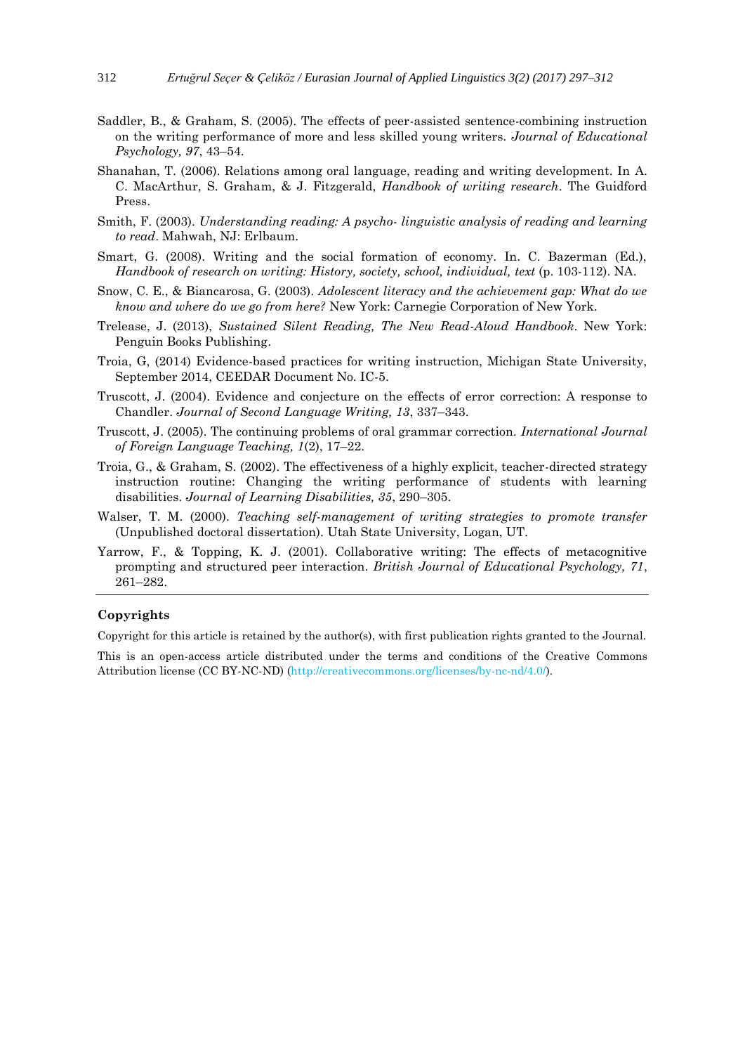Saddler, B., & Graham, S. (2005). The effects of peer-assisted sentence-combining instruction on the writing performance of more and less skilled young writers. *Journal of Educational Psychology, 97*, 43–54.

Shanahan, T. (2006). Relations among oral language, reading and writing development. In A. C. MacArthur, S. Graham, & J. Fitzgerald, *Handbook of writing research*. The Guidford Press.

Smith, F. (2003). *Understanding reading: A psycho- linguistic analysis of reading and learning to read*. Mahwah, NJ: Erlbaum.

Smart, G. (2008). Writing and the social formation of economy. In. C. Bazerman (Ed.), *Handbook of research on writing: History, society, school, individual, text* (p. 103-112). NA.

Snow, C. E., & Biancarosa, G. (2003). *Adolescent literacy and the achievement gap: What do we know and where do we go from here?* New York: Carnegie Corporation of New York.

Trelease, J. (2013), *Sustained Silent Reading, The New Read-Aloud Handbook*. New York: Penguin Books Publishing.

Troia, G, (2014) Evidence-based practices for writing instruction, Michigan State University, September 2014, CEEDAR Document No. IC-5.

Truscott, J. (2004). Evidence and conjecture on the effects of error correction: A response to Chandler. *Journal of Second Language Writing, 13*, 337–343.

Truscott, J. (2005). The continuing problems of oral grammar correction. *International Journal of Foreign Language Teaching, 1*(2), 17–22.

Troia, G., & Graham, S. (2002). The effectiveness of a highly explicit, teacher-directed strategy instruction routine: Changing the writing performance of students with learning disabilities. *Journal of Learning Disabilities, 35*, 290–305.

Walser, T. M. (2000). *Teaching self-management of writing strategies to promote transfer* (Unpublished doctoral dissertation). Utah State University, Logan, UT.

Yarrow, F., & Topping, K. J. (2001). Collaborative writing: The effects of metacognitive prompting and structured peer interaction. *British Journal of Educational Psychology, 71*, 261–282.

---

**Copyrights**

Copyright for this article is retained by the author(s), with first publication rights granted to the Journal.

This is an open-access article distributed under the terms and conditions of the Creative Commons Attribution license (CC BY-NC-ND) (http://creativecommons.org/licenses/by-nc-nd/4.0/).